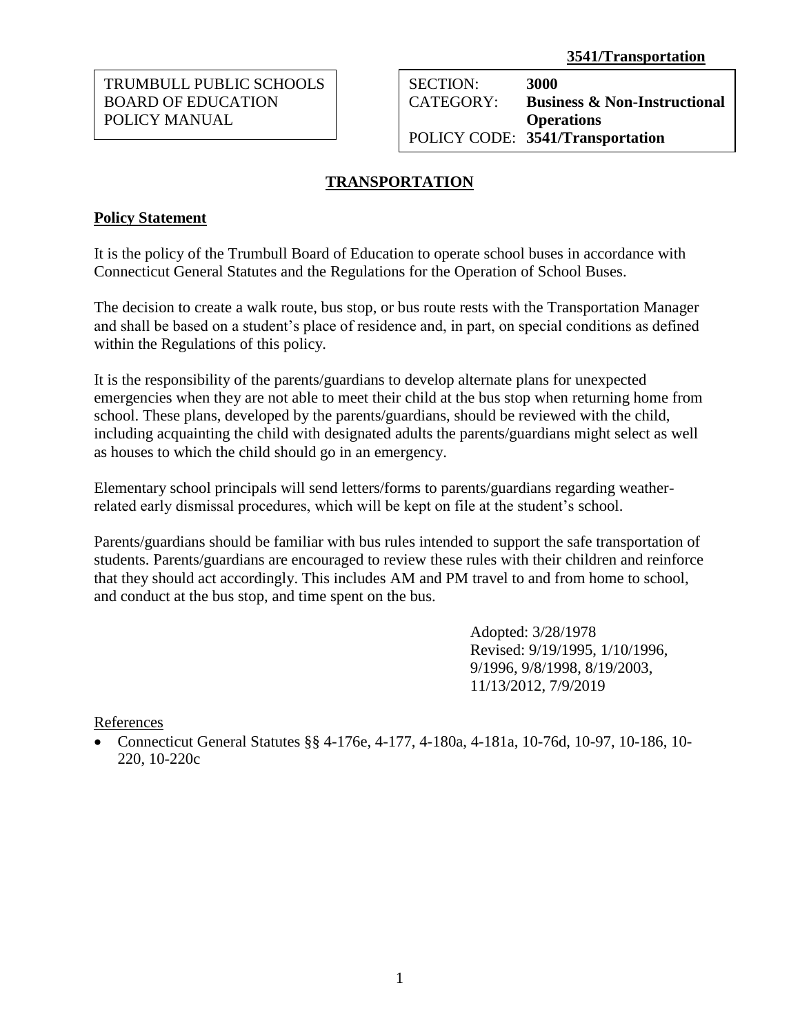**3541/Transportation**

TRUMBULL PUBLIC SCHOOLS
BOARD OF EDUCATION
POLICY MANUAL

| SECTION: | **3000** |
|---|---|
| CATEGORY: | **Business & Non-Instructional Operations** |
| POLICY CODE: | **3541/Transportation** |

# TRANSPORTATION

## Policy Statement

It is the policy of the Trumbull Board of Education to operate school buses in accordance with Connecticut General Statutes and the Regulations for the Operation of School Buses.

The decision to create a walk route, bus stop, or bus route rests with the Transportation Manager and shall be based on a student's place of residence and, in part, on special conditions as defined within the Regulations of this policy.

It is the responsibility of the parents/guardians to develop alternate plans for unexpected emergencies when they are not able to meet their child at the bus stop when returning home from school. These plans, developed by the parents/guardians, should be reviewed with the child, including acquainting the child with designated adults the parents/guardians might select as well as houses to which the child should go in an emergency.

Elementary school principals will send letters/forms to parents/guardians regarding weather-related early dismissal procedures, which will be kept on file at the student's school.

Parents/guardians should be familiar with bus rules intended to support the safe transportation of students. Parents/guardians are encouraged to review these rules with their children and reinforce that they should act accordingly. This includes AM and PM travel to and from home to school, and conduct at the bus stop, and time spent on the bus.

Adopted: 3/28/1978
Revised: 9/19/1995, 1/10/1996, 9/1996, 9/8/1998, 8/19/2003, 11/13/2012, 7/9/2019

References

- Connecticut General Statutes §§ 4-176e, 4-177, 4-180a, 4-181a, 10-76d, 10-97, 10-186, 10-220, 10-220c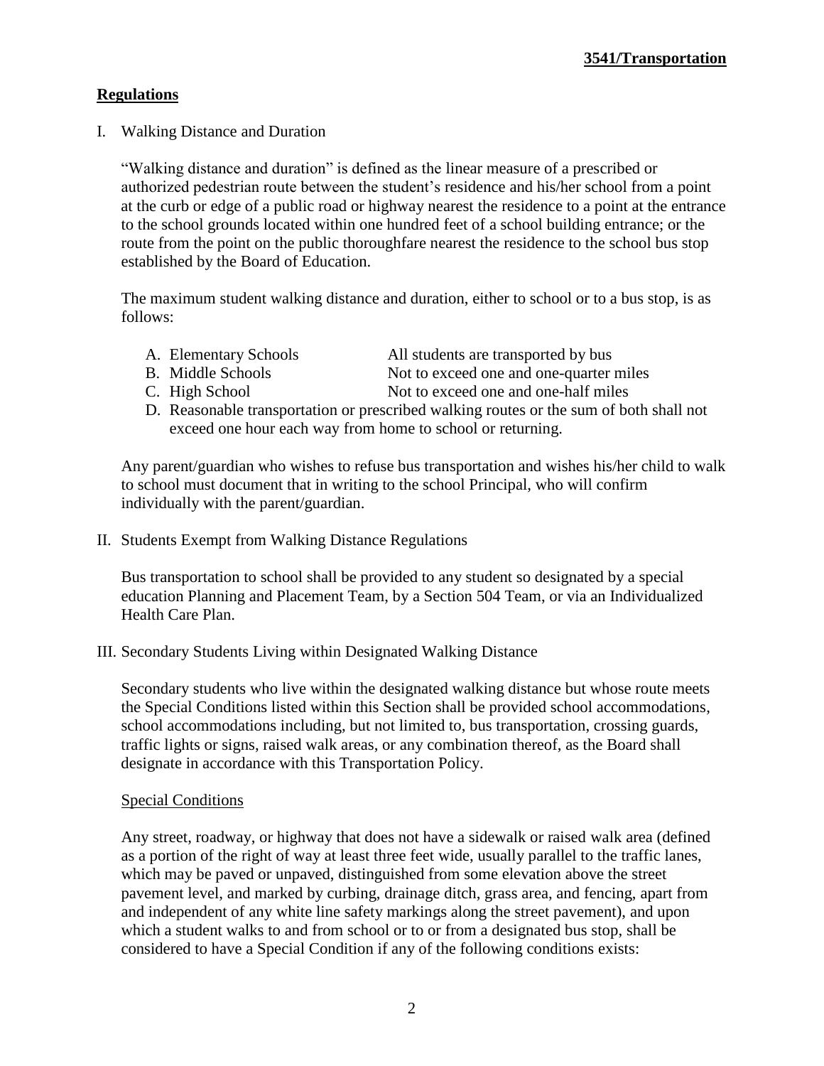## Regulations

I. Walking Distance and Duration

"Walking distance and duration" is defined as the linear measure of a prescribed or authorized pedestrian route between the student's residence and his/her school from a point at the curb or edge of a public road or highway nearest the residence to a point at the entrance to the school grounds located within one hundred feet of a school building entrance; or the route from the point on the public thoroughfare nearest the residence to the school bus stop established by the Board of Education.

The maximum student walking distance and duration, either to school or to a bus stop, is as follows:

A. Elementary Schools — All students are transported by bus
B. Middle Schools — Not to exceed one and one-quarter miles
C. High School — Not to exceed one and one-half miles
D. Reasonable transportation or prescribed walking routes or the sum of both shall not exceed one hour each way from home to school or returning.

Any parent/guardian who wishes to refuse bus transportation and wishes his/her child to walk to school must document that in writing to the school Principal, who will confirm individually with the parent/guardian.

II. Students Exempt from Walking Distance Regulations

Bus transportation to school shall be provided to any student so designated by a special education Planning and Placement Team, by a Section 504 Team, or via an Individualized Health Care Plan.

III. Secondary Students Living within Designated Walking Distance

Secondary students who live within the designated walking distance but whose route meets the Special Conditions listed within this Section shall be provided school accommodations, school accommodations including, but not limited to, bus transportation, crossing guards, traffic lights or signs, raised walk areas, or any combination thereof, as the Board shall designate in accordance with this Transportation Policy.

Special Conditions

Any street, roadway, or highway that does not have a sidewalk or raised walk area (defined as a portion of the right of way at least three feet wide, usually parallel to the traffic lanes, which may be paved or unpaved, distinguished from some elevation above the street pavement level, and marked by curbing, drainage ditch, grass area, and fencing, apart from and independent of any white line safety markings along the street pavement), and upon which a student walks to and from school or to or from a designated bus stop, shall be considered to have a Special Condition if any of the following conditions exists: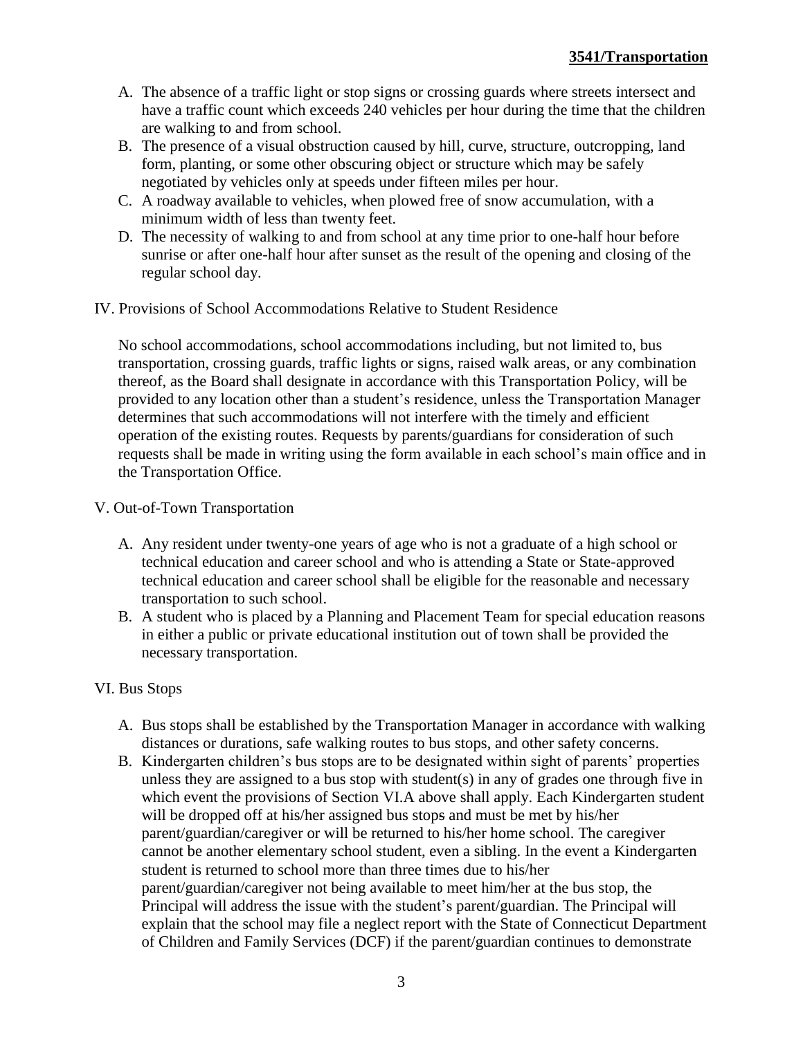A. The absence of a traffic light or stop signs or crossing guards where streets intersect and have a traffic count which exceeds 240 vehicles per hour during the time that the children are walking to and from school.
B. The presence of a visual obstruction caused by hill, curve, structure, outcropping, land form, planting, or some other obscuring object or structure which may be safely negotiated by vehicles only at speeds under fifteen miles per hour.
C. A roadway available to vehicles, when plowed free of snow accumulation, with a minimum width of less than twenty feet.
D. The necessity of walking to and from school at any time prior to one-half hour before sunrise or after one-half hour after sunset as the result of the opening and closing of the regular school day.

IV. Provisions of School Accommodations Relative to Student Residence

No school accommodations, school accommodations including, but not limited to, bus transportation, crossing guards, traffic lights or signs, raised walk areas, or any combination thereof, as the Board shall designate in accordance with this Transportation Policy, will be provided to any location other than a student's residence, unless the Transportation Manager determines that such accommodations will not interfere with the timely and efficient operation of the existing routes. Requests by parents/guardians for consideration of such requests shall be made in writing using the form available in each school's main office and in the Transportation Office.

V. Out-of-Town Transportation

A. Any resident under twenty-one years of age who is not a graduate of a high school or technical education and career school and who is attending a State or State-approved technical education and career school shall be eligible for the reasonable and necessary transportation to such school.
B. A student who is placed by a Planning and Placement Team for special education reasons in either a public or private educational institution out of town shall be provided the necessary transportation.

VI. Bus Stops

A. Bus stops shall be established by the Transportation Manager in accordance with walking distances or durations, safe walking routes to bus stops, and other safety concerns.
B. Kindergarten children's bus stops are to be designated within sight of parents' properties unless they are assigned to a bus stop with student(s) in any of grades one through five in which event the provisions of Section VI.A above shall apply. Each Kindergarten student will be dropped off at his/her assigned bus stops and must be met by his/her parent/guardian/caregiver or will be returned to his/her home school. The caregiver cannot be another elementary school student, even a sibling. In the event a Kindergarten student is returned to school more than three times due to his/her parent/guardian/caregiver not being available to meet him/her at the bus stop, the Principal will address the issue with the student's parent/guardian. The Principal will explain that the school may file a neglect report with the State of Connecticut Department of Children and Family Services (DCF) if the parent/guardian continues to demonstrate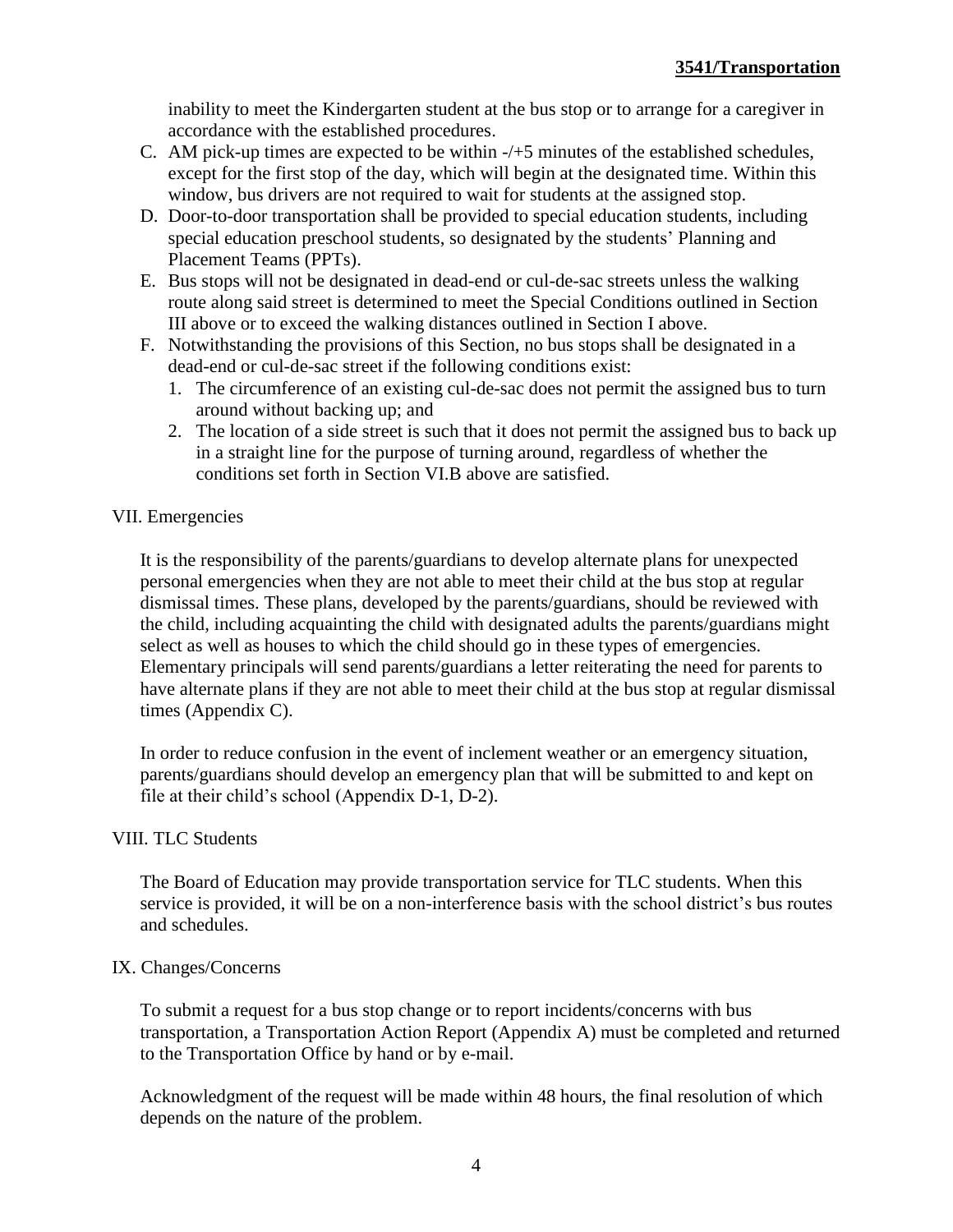inability to meet the Kindergarten student at the bus stop or to arrange for a caregiver in accordance with the established procedures.

C. AM pick-up times are expected to be within -/+5 minutes of the established schedules, except for the first stop of the day, which will begin at the designated time. Within this window, bus drivers are not required to wait for students at the assigned stop.
D. Door-to-door transportation shall be provided to special education students, including special education preschool students, so designated by the students' Planning and Placement Teams (PPTs).
E. Bus stops will not be designated in dead-end or cul-de-sac streets unless the walking route along said street is determined to meet the Special Conditions outlined in Section III above or to exceed the walking distances outlined in Section I above.
F. Notwithstanding the provisions of this Section, no bus stops shall be designated in a dead-end or cul-de-sac street if the following conditions exist:
   1. The circumference of an existing cul-de-sac does not permit the assigned bus to turn around without backing up; and
   2. The location of a side street is such that it does not permit the assigned bus to back up in a straight line for the purpose of turning around, regardless of whether the conditions set forth in Section VI.B above are satisfied.

## VII. Emergencies

It is the responsibility of the parents/guardians to develop alternate plans for unexpected personal emergencies when they are not able to meet their child at the bus stop at regular dismissal times. These plans, developed by the parents/guardians, should be reviewed with the child, including acquainting the child with designated adults the parents/guardians might select as well as houses to which the child should go in these types of emergencies. Elementary principals will send parents/guardians a letter reiterating the need for parents to have alternate plans if they are not able to meet their child at the bus stop at regular dismissal times (Appendix C).

In order to reduce confusion in the event of inclement weather or an emergency situation, parents/guardians should develop an emergency plan that will be submitted to and kept on file at their child's school (Appendix D-1, D-2).

## VIII. TLC Students

The Board of Education may provide transportation service for TLC students. When this service is provided, it will be on a non-interference basis with the school district's bus routes and schedules.

## IX. Changes/Concerns

To submit a request for a bus stop change or to report incidents/concerns with bus transportation, a Transportation Action Report (Appendix A) must be completed and returned to the Transportation Office by hand or by e-mail.

Acknowledgment of the request will be made within 48 hours, the final resolution of which depends on the nature of the problem.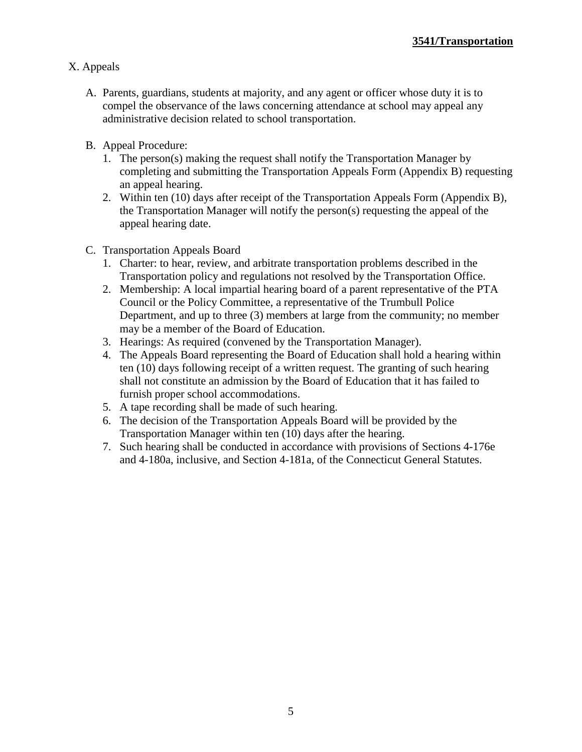X. Appeals

A. Parents, guardians, students at majority, and any agent or officer whose duty it is to compel the observance of the laws concerning attendance at school may appeal any administrative decision related to school transportation.

B. Appeal Procedure:
   1. The person(s) making the request shall notify the Transportation Manager by completing and submitting the Transportation Appeals Form (Appendix B) requesting an appeal hearing.
   2. Within ten (10) days after receipt of the Transportation Appeals Form (Appendix B), the Transportation Manager will notify the person(s) requesting the appeal of the appeal hearing date.

C. Transportation Appeals Board
   1. Charter: to hear, review, and arbitrate transportation problems described in the Transportation policy and regulations not resolved by the Transportation Office.
   2. Membership: A local impartial hearing board of a parent representative of the PTA Council or the Policy Committee, a representative of the Trumbull Police Department, and up to three (3) members at large from the community; no member may be a member of the Board of Education.
   3. Hearings: As required (convened by the Transportation Manager).
   4. The Appeals Board representing the Board of Education shall hold a hearing within ten (10) days following receipt of a written request. The granting of such hearing shall not constitute an admission by the Board of Education that it has failed to furnish proper school accommodations.
   5. A tape recording shall be made of such hearing.
   6. The decision of the Transportation Appeals Board will be provided by the Transportation Manager within ten (10) days after the hearing.
   7. Such hearing shall be conducted in accordance with provisions of Sections 4-176e and 4-180a, inclusive, and Section 4-181a, of the Connecticut General Statutes.